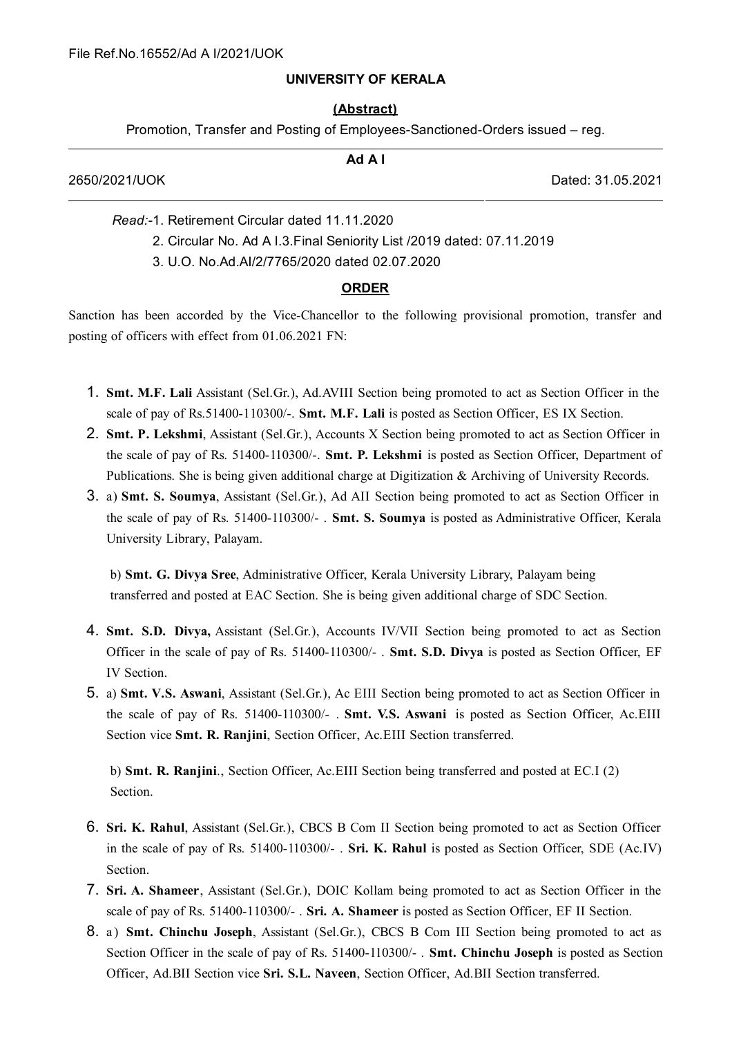File Ref.No.16552/Ad A I/2021/UOK

**UNIVERSITY OF KERALA**

**(Abstract)**

Promotion, Transfer and Posting of Employees-Sanctioned-Orders issued – reg.

**Ad A I**

2650/2021/UOK Dated: 31.05.2021

*Read:*-1. Retirement Circular dated 11.11.2020

2. Circular No. Ad A I.3.Final Seniority List /2019 dated: 07.11.2019

3. U.O. No.Ad.AI/2/7765/2020 dated 02.07.2020

**ORDER**

Sanction has been accorded by the Vice-Chancellor to the following provisional promotion, transfer and posting of officers with effect from 01.06.2021 FN:

1. **Smt. M.F. Lali** Assistant (Sel.Gr.), Ad.AVIII Section being promoted to act as Section Officer in the scale of pay of Rs.51400-110300/-. **Smt. M.F. Lali** is posted as Section Officer, ES IX Section.
2. **Smt. P. Lekshmi**, Assistant (Sel.Gr.), Accounts X Section being promoted to act as Section Officer in the scale of pay of Rs. 51400-110300/-. **Smt. P. Lekshmi** is posted as Section Officer, Department of Publications. She is being given additional charge at Digitization & Archiving of University Records.
3. a) **Smt. S. Soumya**, Assistant (Sel.Gr.), Ad AII Section being promoted to act as Section Officer in the scale of pay of Rs. 51400-110300/- . **Smt. S. Soumya** is posted as Administrative Officer, Kerala University Library, Palayam.

   b) **Smt. G. Divya Sree**, Administrative Officer, Kerala University Library, Palayam being transferred and posted at EAC Section. She is being given additional charge of SDC Section.

4. **Smt. S.D. Divya,** Assistant (Sel.Gr.), Accounts IV/VII Section being promoted to act as Section Officer in the scale of pay of Rs. 51400-110300/- . **Smt. S.D. Divya** is posted as Section Officer, EF IV Section.
5. a) **Smt. V.S. Aswani**, Assistant (Sel.Gr.), Ac EIII Section being promoted to act as Section Officer in the scale of pay of Rs. 51400-110300/- . **Smt. V.S. Aswani** is posted as Section Officer, Ac.EIII Section vice **Smt. R. Ranjini**, Section Officer, Ac.EIII Section transferred.

   b) **Smt. R. Ranjini**., Section Officer, Ac.EIII Section being transferred and posted at EC.I (2) Section.

6. **Sri. K. Rahul**, Assistant (Sel.Gr.), CBCS B Com II Section being promoted to act as Section Officer in the scale of pay of Rs. 51400-110300/- . **Sri. K. Rahul** is posted as Section Officer, SDE (Ac.IV) Section.
7. **Sri. A. Shameer**, Assistant (Sel.Gr.), DOIC Kollam being promoted to act as Section Officer in the scale of pay of Rs. 51400-110300/- . **Sri. A. Shameer** is posted as Section Officer, EF II Section.
8. a) **Smt. Chinchu Joseph**, Assistant (Sel.Gr.), CBCS B Com III Section being promoted to act as Section Officer in the scale of pay of Rs. 51400-110300/- . **Smt. Chinchu Joseph** is posted as Section Officer, Ad.BII Section vice **Sri. S.L. Naveen**, Section Officer, Ad.BII Section transferred.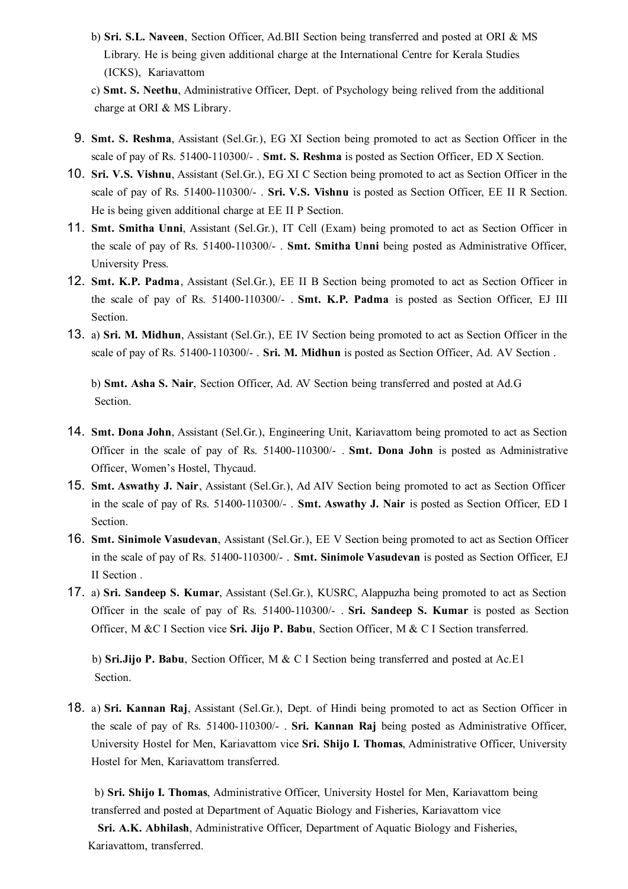b) **Sri. S.L. Naveen**, Section Officer, Ad.BII Section being transferred and posted at ORI & MS Library. He is being given additional charge at the International Centre for Kerala Studies (ICKS), Kariavattom

c) **Smt. S. Neethu**, Administrative Officer, Dept. of Psychology being relived from the additional charge at ORI & MS Library.

9. **Smt. S. Reshma**, Assistant (Sel.Gr.), EG XI Section being promoted to act as Section Officer in the scale of pay of Rs. 51400-110300/- . **Smt. S. Reshma** is posted as Section Officer, ED X Section.

10. **Sri. V.S. Vishnu**, Assistant (Sel.Gr.), EG XI C Section being promoted to act as Section Officer in the scale of pay of Rs. 51400-110300/- . **Sri. V.S. Vishnu** is posted as Section Officer, EE II R Section. He is being given additional charge at EE II P Section.

11. **Smt. Smitha Unni**, Assistant (Sel.Gr.), IT Cell (Exam) being promoted to act as Section Officer in the scale of pay of Rs. 51400-110300/- . **Smt. Smitha Unni** being posted as Administrative Officer, University Press.

12. **Smt. K.P. Padma**, Assistant (Sel.Gr.), EE II B Section being promoted to act as Section Officer in the scale of pay of Rs. 51400-110300/- . **Smt. K.P. Padma** is posted as Section Officer, EJ III Section.

13. a) **Sri. M. Midhun**, Assistant (Sel.Gr.), EE IV Section being promoted to act as Section Officer in the scale of pay of Rs. 51400-110300/- . **Sri. M. Midhun** is posted as Section Officer, Ad. AV Section .

    b) **Smt. Asha S. Nair**, Section Officer, Ad. AV Section being transferred and posted at Ad.G Section.

14. **Smt. Dona John**, Assistant (Sel.Gr.), Engineering Unit, Kariavattom being promoted to act as Section Officer in the scale of pay of Rs. 51400-110300/- . **Smt. Dona John** is posted as Administrative Officer, Women's Hostel, Thycaud.

15. **Smt. Aswathy J. Nair**, Assistant (Sel.Gr.), Ad AIV Section being promoted to act as Section Officer in the scale of pay of Rs. 51400-110300/- . **Smt. Aswathy J. Nair** is posted as Section Officer, ED I Section.

16. **Smt. Sinimole Vasudevan**, Assistant (Sel.Gr.), EE V Section being promoted to act as Section Officer in the scale of pay of Rs. 51400-110300/- . **Smt. Sinimole Vasudevan** is posted as Section Officer, EJ II Section .

17. a) **Sri. Sandeep S. Kumar**, Assistant (Sel.Gr.), KUSRC, Alappuzha being promoted to act as Section Officer in the scale of pay of Rs. 51400-110300/- . **Sri. Sandeep S. Kumar** is posted as Section Officer, M &C I Section vice **Sri. Jijo P. Babu**, Section Officer, M & C I Section transferred.

    b) **Sri.Jijo P. Babu**, Section Officer, M & C I Section being transferred and posted at Ac.E1 Section.

18. a) **Sri. Kannan Raj**, Assistant (Sel.Gr.), Dept. of Hindi being promoted to act as Section Officer in the scale of pay of Rs. 51400-110300/- . **Sri. Kannan Raj** being posted as Administrative Officer, University Hostel for Men, Kariavattom vice **Sri. Shijo I. Thomas**, Administrative Officer, University Hostel for Men, Kariavattom transferred.

    b) **Sri. Shijo I. Thomas**, Administrative Officer, University Hostel for Men, Kariavattom being transferred and posted at Department of Aquatic Biology and Fisheries, Kariavattom vice **Sri. A.K. Abhilash**, Administrative Officer, Department of Aquatic Biology and Fisheries, Kariavattom, transferred.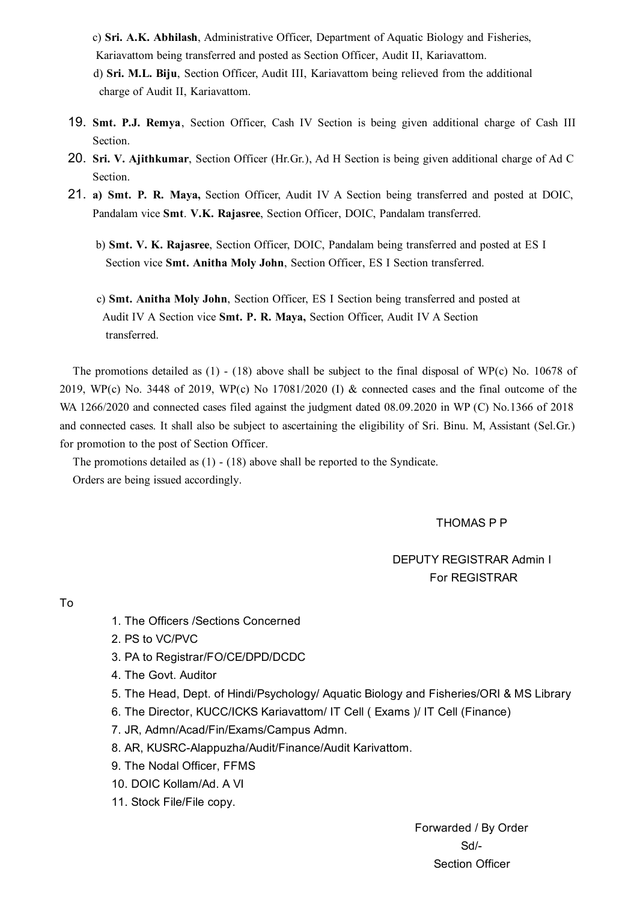c) **Sri. A.K. Abhilash**, Administrative Officer, Department of Aquatic Biology and Fisheries, Kariavattom being transferred and posted as Section Officer, Audit II, Kariavattom.

d) **Sri. M.L. Biju**, Section Officer, Audit III, Kariavattom being relieved from the additional charge of Audit II, Kariavattom.

19. **Smt. P.J. Remya**, Section Officer, Cash IV Section is being given additional charge of Cash III Section.
20. **Sri. V. Ajithkumar**, Section Officer (Hr.Gr.), Ad H Section is being given additional charge of Ad C Section.
21. **a) Smt. P. R. Maya,** Section Officer, Audit IV A Section being transferred and posted at DOIC, Pandalam vice **Smt**. **V.K. Rajasree**, Section Officer, DOIC, Pandalam transferred.

    b) **Smt. V. K. Rajasree**, Section Officer, DOIC, Pandalam being transferred and posted at ES I Section vice **Smt. Anitha Moly John**, Section Officer, ES I Section transferred.

    c) **Smt. Anitha Moly John**, Section Officer, ES I Section being transferred and posted at Audit IV A Section vice **Smt. P. R. Maya,** Section Officer, Audit IV A Section transferred.

The promotions detailed as (1) - (18) above shall be subject to the final disposal of WP(c) No. 10678 of 2019, WP(c) No. 3448 of 2019, WP(c) No 17081/2020 (I) & connected cases and the final outcome of the WA 1266/2020 and connected cases filed against the judgment dated 08.09.2020 in WP (C) No.1366 of 2018 and connected cases. It shall also be subject to ascertaining the eligibility of Sri. Binu. M, Assistant (Sel.Gr.) for promotion to the post of Section Officer.

The promotions detailed as (1) - (18) above shall be reported to the Syndicate.

Orders are being issued accordingly.

THOMAS P P

DEPUTY REGISTRAR Admin I
For REGISTRAR

To

1. The Officers /Sections Concerned
2. PS to VC/PVC
3. PA to Registrar/FO/CE/DPD/DCDC
4. The Govt. Auditor
5. The Head, Dept. of Hindi/Psychology/ Aquatic Biology and Fisheries/ORI & MS Library
6. The Director, KUCC/ICKS Kariavattom/ IT Cell ( Exams )/ IT Cell (Finance)
7. JR, Admn/Acad/Fin/Exams/Campus Admn.
8. AR, KUSRC-Alappuzha/Audit/Finance/Audit Karivattom.
9. The Nodal Officer, FFMS
10. DOIC Kollam/Ad. A VI
11. Stock File/File copy.

Forwarded / By Order
Sd/-
Section Officer